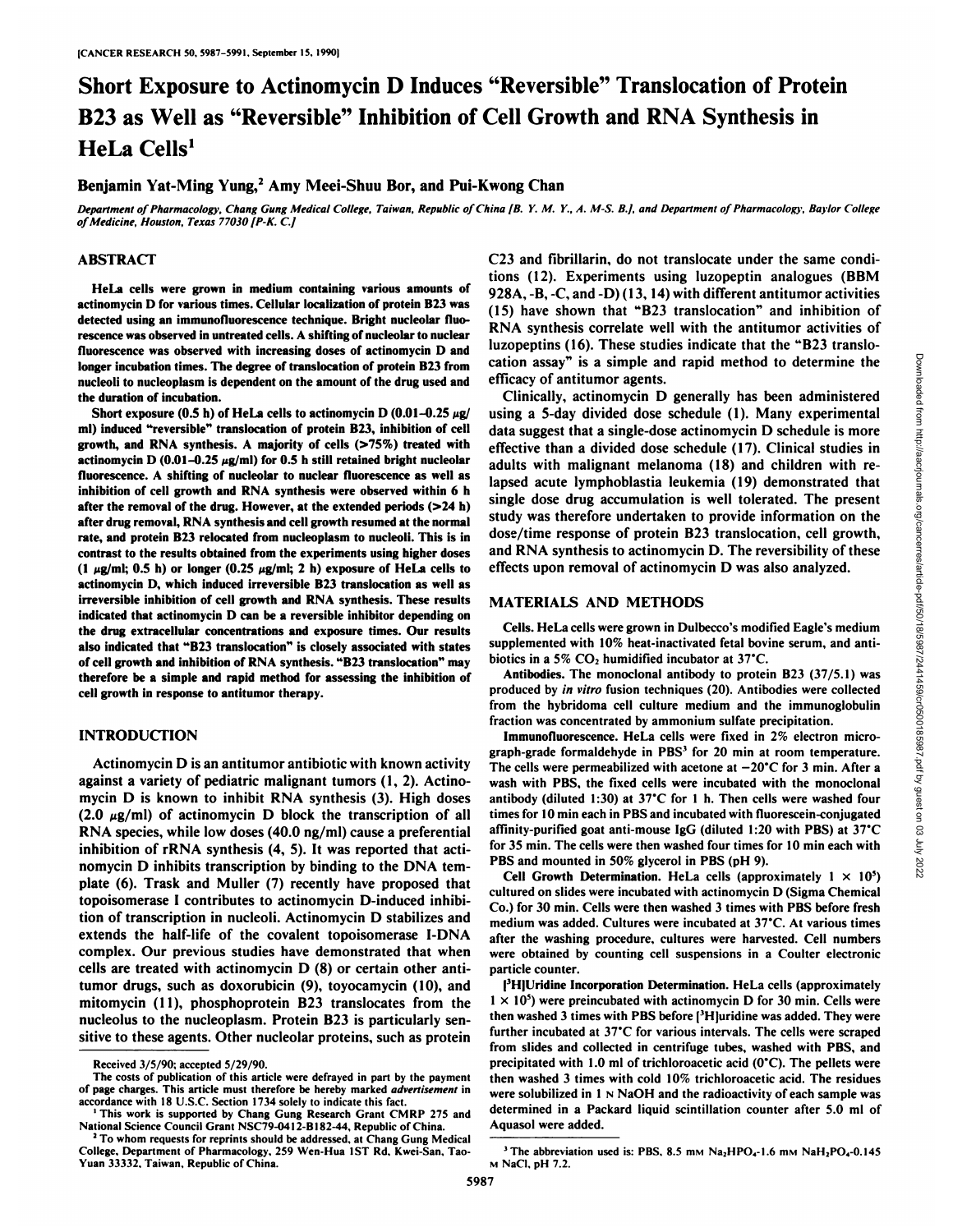# Short Exposure to Actinomycin D Induces "Reversible" Translocation of Protein B23 as Well as "Reversible" Inhibition of Cell Growth and RNA Synthesis in HeLa Cells[1]

Benjamin Yat-Ming Yung,[2] Amy Meei-Shuu Bor, and Pui-Kwong Chan

*Department of Pharmacology, Chang Gung Medical College, Taiwan, Republic of China [B. Y. M. Y., A. M-S. B.], and Department of Pharmacology, Baylor College of Medicine, Houston, Texas 77030 [P-K. C.]*

## ABSTRACT

HeLa cells were grown in medium containing various amounts of actinomycin D for various times. Cellular localization of protein B23 was detected using an immunofluorescence technique. Bright nucleolar fluorescence was observed in untreated cells. A shifting of nucleolar to nuclear fluorescence was observed with increasing doses of actinomycin D and longer incubation times. The degree of translocation of protein B23 from nucleoli to nucleoplasm is dependent on the amount of the drug used and the duration of incubation.

Short exposure (0.5 h) of HeLa cells to actinomycin D (0.01–0.25 μg/ml) induced "reversible" translocation of protein B23, inhibition of cell growth, and RNA synthesis. A majority of cells (>75%) treated with actinomycin D (0.01–0.25 μg/ml) for 0.5 h still retained bright nucleolar fluorescence. A shifting of nucleolar to nuclear fluorescence as well as inhibition of cell growth and RNA synthesis were observed within 6 h after the removal of the drug. However, at the extended periods (>24 h) after drug removal, RNA synthesis and cell growth resumed at the normal rate, and protein B23 relocated from nucleoplasm to nucleoli. This is in contrast to the results obtained from the experiments using higher doses (1 μg/ml; 0.5 h) or longer (0.25 μg/ml; 2 h) exposure of HeLa cells to actinomycin D, which induced irreversible B23 translocation as well as irreversible inhibition of cell growth and RNA synthesis. These results indicated that actinomycin D can be a reversible inhibitor depending on the drug extracellular concentrations and exposure times. Our results also indicated that "B23 translocation" is closely associated with states of cell growth and inhibition of RNA synthesis. "B23 translocation" may therefore be a simple and rapid method for assessing the inhibition of cell growth in response to antitumor therapy.

## INTRODUCTION

Actinomycin D is an antitumor antibiotic with known activity against a variety of pediatric malignant tumors (1, 2). Actinomycin D is known to inhibit RNA synthesis (3). High doses (2.0 μg/ml) of actinomycin D block the transcription of all RNA species, while low doses (40.0 ng/ml) cause a preferential inhibition of rRNA synthesis (4, 5). It was reported that actinomycin D inhibits transcription by binding to the DNA template (6). Trask and Muller (7) recently have proposed that topoisomerase I contributes to actinomycin D-induced inhibition of transcription in nucleoli. Actinomycin D stabilizes and extends the half-life of the covalent topoisomerase I-DNA complex. Our previous studies have demonstrated that when cells are treated with actinomycin D (8) or certain other antitumor drugs, such as doxorubicin (9), toyocamycin (10), and mitomycin (11), phosphoprotein B23 translocates from the nucleolus to the nucleoplasm. Protein B23 is particularly sensitive to these agents. Other nucleolar proteins, such as protein C23 and fibrillarin, do not translocate under the same conditions (12). Experiments using luzopeptin analogues (BBM 928A, -B, -C, and -D) (13, 14) with different antitumor activities (15) have shown that "B23 translocation" and inhibition of RNA synthesis correlate well with the antitumor activities of luzopeptins (16). These studies indicate that the "B23 translocation assay" is a simple and rapid method to determine the efficacy of antitumor agents.

Clinically, actinomycin D generally has been administered using a 5-day divided dose schedule (1). Many experimental data suggest that a single-dose actinomycin D schedule is more effective than a divided dose schedule (17). Clinical studies in adults with malignant melanoma (18) and children with relapsed acute lymphoblastia leukemia (19) demonstrated that single dose drug accumulation is well tolerated. The present study was therefore undertaken to provide information on the dose/time response of protein B23 translocation, cell growth, and RNA synthesis to actinomycin D. The reversibility of these effects upon removal of actinomycin D was also analyzed.

## MATERIALS AND METHODS

**Cells.** HeLa cells were grown in Dulbecco's modified Eagle's medium supplemented with 10% heat-inactivated fetal bovine serum, and antibiotics in a 5% $CO_2$ humidified incubator at 37°C.

**Antibodies.** The monoclonal antibody to protein B23 (37/5.1) was produced by *in vitro* fusion techniques (20). Antibodies were collected from the hybridoma cell culture medium and the immunoglobulin fraction was concentrated by ammonium sulfate precipitation.

**Immunofluorescence.** HeLa cells were fixed in 2% electron micrograph-grade formaldehyde in PBS[3] for 20 min at room temperature. The cells were permeabilized with acetone at −20°C for 3 min. After a wash with PBS, the fixed cells were incubated with the monoclonal antibody (diluted 1:30) at 37°C for 1 h. Then cells were washed four times for 10 min each in PBS and incubated with fluorescein-conjugated affinity-purified goat anti-mouse IgG (diluted 1:20 with PBS) at 37°C for 35 min. The cells were then washed four times for 10 min each with PBS and mounted in 50% glycerol in PBS (pH 9).

**Cell Growth Determination.** HeLa cells (approximately $1 \times 10^5$) cultured on slides were incubated with actinomycin D (Sigma Chemical Co.) for 30 min. Cells were then washed 3 times with PBS before fresh medium was added. Cultures were incubated at 37°C. At various times after the washing procedure, cultures were harvested. Cell numbers were obtained by counting cell suspensions in a Coulter electronic particle counter.

**[³H]Uridine Incorporation Determination.** HeLa cells (approximately $1 \times 10^5$) were preincubated with actinomycin D for 30 min. Cells were then washed 3 times with PBS before [³H]uridine was added. They were further incubated at 37°C for various intervals. The cells were scraped from slides and collected in centrifuge tubes, washed with PBS, and precipitated with 1.0 ml of trichloroacetic acid (0°C). The pellets were then washed 3 times with cold 10% trichloroacetic acid. The residues were solubilized in 1 N NaOH and the radioactivity of each sample was determined in a Packard liquid scintillation counter after 5.0 ml of Aquasol were added.

Received 3/5/90; accepted 5/29/90.

The costs of publication of this article were defrayed in part by the payment of page charges. This article must therefore be hereby marked *advertisement* in accordance with 18 U.S.C. Section 1734 solely to indicate this fact.

[1] This work is supported by Chang Gung Research Grant CMRP 275 and National Science Council Grant NSC79-0412-B182-44, Republic of China.

[2] To whom requests for reprints should be addressed, at Chang Gung Medical College, Department of Pharmacology, 259 Wen-Hua 1ST Rd, Kwei-San, Tao-Yuan 33332, Taiwan, Republic of China.

[3] The abbreviation used is: PBS, 8.5 mM $Na_2HPO_4$-1.6 mM $NaH_2PO_4$-0.145 M NaCl, pH 7.2.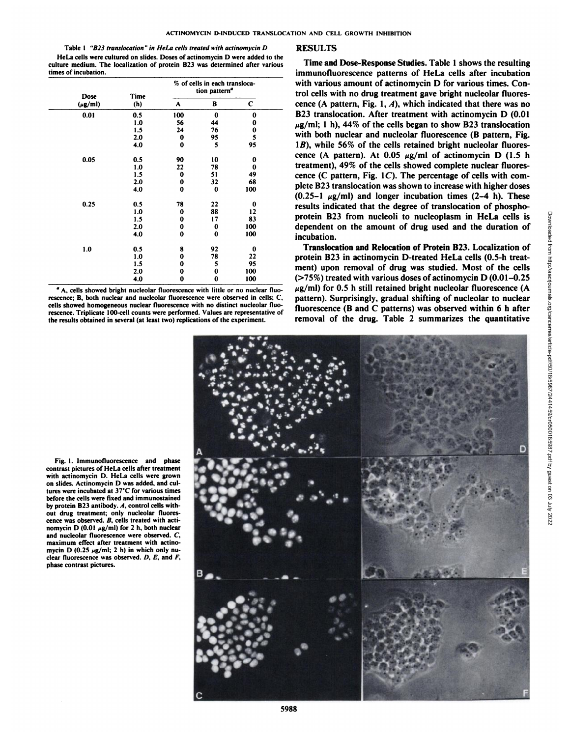Table 1 *"B23 translocation" in HeLa cells treated with actinomycin D*

HeLa cells were cultured on slides. Doses of actinomycin D were added to the culture medium. The localization of protein B23 was determined after various times of incubation.

| Dose (μg/ml) | Time (h) | % of cells in each translocation pattern[a] | | |
|---|---|---|---|---|
| | | A | B | C |
| 0.01 | 0.5 | 100 | 0 | 0 |
| | 1.0 | 56 | 44 | 0 |
| | 1.5 | 24 | 76 | 0 |
| | 2.0 | 0 | 95 | 5 |
| | 4.0 | 0 | 5 | 95 |
| 0.05 | 0.5 | 90 | 10 | 0 |
| | 1.0 | 22 | 78 | 0 |
| | 1.5 | 0 | 51 | 49 |
| | 2.0 | 0 | 32 | 68 |
| | 4.0 | 0 | 0 | 100 |
| 0.25 | 0.5 | 78 | 22 | 0 |
| | 1.0 | 0 | 88 | 12 |
| | 1.5 | 0 | 17 | 83 |
| | 2.0 | 0 | 0 | 100 |
| | 4.0 | 0 | 0 | 100 |
| 1.0 | 0.5 | 8 | 92 | 0 |
| | 1.0 | 0 | 78 | 22 |
| | 1.5 | 0 | 5 | 95 |
| | 2.0 | 0 | 0 | 100 |
| | 4.0 | 0 | 0 | 100 |

[a] A, cells showed bright nucleolar fluorescence with little or no nuclear fluorescence; B, both nuclear and nucleolar fluorescence were observed in cells; C, cells showed homogeneous nuclear fluorescence with no distinct nucleolar fluorescence. Triplicate 100-cell counts were performed. Values are representative of the results obtained in several (at least two) replications of the experiment.

## RESULTS

**Time and Dose-Response Studies.** Table 1 shows the resulting immunofluorescence patterns of HeLa cells after incubation with various amount of actinomycin D for various times. Control cells with no drug treatment gave bright nucleolar fluorescence (A pattern, Fig. 1, *A*), which indicated that there was no B23 translocation. After treatment with actinomycin D (0.01 μg/ml; 1 h), 44% of the cells began to show B23 translocation with both nuclear and nucleolar fluorescence (B pattern, Fig. 1*B*), while 56% of the cells retained bright nucleolar fluorescence (A pattern). At 0.05 μg/ml of actinomycin D (1.5 h treatment), 49% of the cells showed complete nuclear fluorescence (C pattern, Fig. 1*C*). The percentage of cells with complete B23 translocation was shown to increase with higher doses (0.25–1 μg/ml) and longer incubation times (2–4 h). These results indicated that the degree of translocation of phosphoprotein B23 from nucleoli to nucleoplasm in HeLa cells is dependent on the amount of drug used and the duration of incubation.

**Translocation and Relocation of Protein B23.** Localization of protein B23 in actinomycin D-treated HeLa cells (0.5-h treatment) upon removal of drug was studied. Most of the cells (>75%) treated with various doses of actinomycin D (0.01–0.25 μg/ml) for 0.5 h still retained bright nucleolar fluorescence (A pattern). Surprisingly, gradual shifting of nucleolar to nuclear fluorescence (B and C patterns) was observed within 6 h after removal of the drug. Table 2 summarizes the quantitative

Fig. 1. Immunofluorescence and phase contrast pictures of HeLa cells after treatment with actinomycin D. HeLa cells were grown on slides. Actinomycin D was added, and cultures were incubated at 37°C for various times before the cells were fixed and immunostained by protein B23 antibody. *A*, control cells without drug treatment; only nucleolar fluorescence was observed. *B*, cells treated with actinomycin D (0.01 μg/ml) for 2 h, both nuclear and nucleolar fluorescence were observed. *C*, maximum effect after treatment with actinomycin D (0.25 μg/ml; 2 h) in which only nuclear fluorescence was observed. *D*, *E*, and *F*, phase contrast pictures.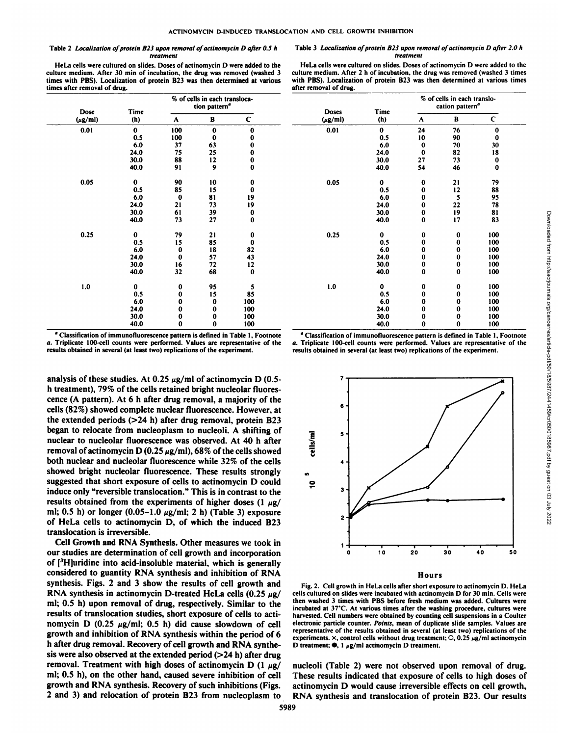Table 2 *Localization of protein B23 upon removal of actinomycin D after 0.5 h treatment*

HeLa cells were cultured on slides. Doses of actinomycin D were added to the culture medium. After 30 min of incubation, the drug was removed (washed 3 times with PBS). Localization of protein B23 was then determined at various times after removal of drug.

| Dose (μg/ml) | Time (h) | % of cells in each translocation pattern[a] | | |
|---|---|---|---|---|
| | | A | B | C |
| 0.01 | 0 | 100 | 0 | 0 |
| | 0.5 | 100 | 0 | 0 |
| | 6.0 | 37 | 63 | 0 |
| | 24.0 | 75 | 25 | 0 |
| | 30.0 | 88 | 12 | 0 |
| | 40.0 | 91 | 9 | 0 |
| 0.05 | 0 | 90 | 10 | 0 |
| | 0.5 | 85 | 15 | 0 |
| | 6.0 | 0 | 81 | 19 |
| | 24.0 | 21 | 73 | 19 |
| | 30.0 | 61 | 39 | 0 |
| | 40.0 | 73 | 27 | 0 |
| 0.25 | 0 | 79 | 21 | 0 |
| | 0.5 | 15 | 85 | 0 |
| | 6.0 | 0 | 18 | 82 |
| | 24.0 | 0 | 57 | 43 |
| | 30.0 | 16 | 72 | 12 |
| | 40.0 | 32 | 68 | 0 |
| 1.0 | 0 | 0 | 95 | 5 |
| | 0.5 | 0 | 15 | 85 |
| | 6.0 | 0 | 0 | 100 |
| | 24.0 | 0 | 0 | 100 |
| | 30.0 | 0 | 0 | 100 |
| | 40.0 | 0 | 0 | 100 |

[a] Classification of immunofluorescence pattern is defined in Table 1, Footnote *a*. Triplicate 100-cell counts were performed. Values are representative of the results obtained in several (at least two) replications of the experiment.

Table 3 *Localization of protein B23 upon removal of actinomycin D after 2.0 h treatment*

HeLa cells were cultured on slides. Doses of actinomycin D were added to the culture medium. After 2 h of incubation, the drug was removed (washed 3 times with PBS). Localization of protein B23 was then determined at various times after removal of drug.

| Doses (μg/ml) | Time (h) | % of cells in each translocation pattern[a] | | |
|---|---|---|---|---|
| | | A | B | C |
| 0.01 | 0 | 24 | 76 | 0 |
| | 0.5 | 10 | 90 | 0 |
| | 6.0 | 0 | 70 | 30 |
| | 24.0 | 0 | 82 | 18 |
| | 30.0 | 27 | 73 | 0 |
| | 40.0 | 54 | 46 | 0 |
| 0.05 | 0 | 0 | 21 | 79 |
| | 0.5 | 0 | 12 | 88 |
| | 6.0 | 0 | 5 | 95 |
| | 24.0 | 0 | 22 | 78 |
| | 30.0 | 0 | 19 | 81 |
| | 40.0 | 0 | 17 | 83 |
| 0.25 | 0 | 0 | 0 | 100 |
| | 0.5 | 0 | 0 | 100 |
| | 6.0 | 0 | 0 | 100 |
| | 24.0 | 0 | 0 | 100 |
| | 30.0 | 0 | 0 | 100 |
| | 40.0 | 0 | 0 | 100 |
| 1.0 | 0 | 0 | 0 | 100 |
| | 0.5 | 0 | 0 | 100 |
| | 6.0 | 0 | 0 | 100 |
| | 24.0 | 0 | 0 | 100 |
| | 30.0 | 0 | 0 | 100 |
| | 40.0 | 0 | 0 | 100 |

[a] Classification of immunofluorescence pattern is defined in Table 1, Footnote *a*. Triplicate 100-cell counts were performed. Values are representative of the results obtained in several (at least two) replications of the experiment.

analysis of these studies. At 0.25 μg/ml of actinomycin D (0.5-h treatment), 79% of the cells retained bright nucleolar fluorescence (A pattern). At 6 h after drug removal, a majority of the cells (82%) showed complete nuclear fluorescence. However, at the extended periods (>24 h) after drug removal, protein B23 began to relocate from nucleoplasm to nucleoli. A shifting of nuclear to nucleolar fluorescence was observed. At 40 h after removal of actinomycin D (0.25 μg/ml), 68% of the cells showed both nuclear and nucleolar fluorescence while 32% of the cells showed bright nucleolar fluorescence. These results strongly suggested that short exposure of cells to actinomycin D could induce only "reversible translocation." This is in contrast to the results obtained from the experiments of higher doses (1 μg/ml; 0.5 h) or longer (0.05–1.0 μg/ml; 2 h) (Table 3) exposure of HeLa cells to actinomycin D, of which the induced B23 translocation is irreversible.

**Cell Growth and RNA Synthesis.** Other measures we took in our studies are determination of cell growth and incorporation of [$^3$H]uridine into acid-insoluble material, which is generally considered to guantity RNA synthesis and inhibition of RNA synthesis. Figs. 2 and 3 show the results of cell growth and RNA synthesis in actinomycin D-treated HeLa cells (0.25 μg/ml; 0.5 h) upon removal of drug, respectively. Similar to the results of translocation studies, short exposure of cells to actinomycin D (0.25 μg/ml; 0.5 h) did cause slowdown of cell growth and inhibition of RNA synthesis within the period of 6 h after drug removal. Recovery of cell growth and RNA synthesis were also observed at the extended period (>24 h) after drug removal. Treatment with high doses of actinomycin D (1 μg/ml; 0.5 h), on the other hand, caused severe inhibition of cell growth and RNA synthesis. Recovery of such inhibitions (Figs. 2 and 3) and relocation of protein B23 from nucleoplasm to nucleoli (Table 2) were not observed upon removal of drug. These results indicated that exposure of cells to high doses of actinomycin D would cause irreversible effects on cell growth, RNA synthesis and translocation of protein B23. Our results

Fig. 2. Cell growth in HeLa cells after short exposure to actinomycin D. HeLa cells cultured on slides were incubated with actinomycin D for 30 min. Cells were then washed 3 times with PBS before fresh medium was added. Cultures were incubated at 37°C. At various times after the washing procedure, cultures were harvested. Cell numbers were obtained by counting cell suspensions in a Coulter electronic particle counter. *Points*, mean of duplicate slide samples. Values are representative of the results obtained in several (at least two) replications of the experiments. ×, control cells without drug treatment; ○, 0.25 μg/ml actinomycin D treatment; ●, 1 μg/ml actinomycin D treatment.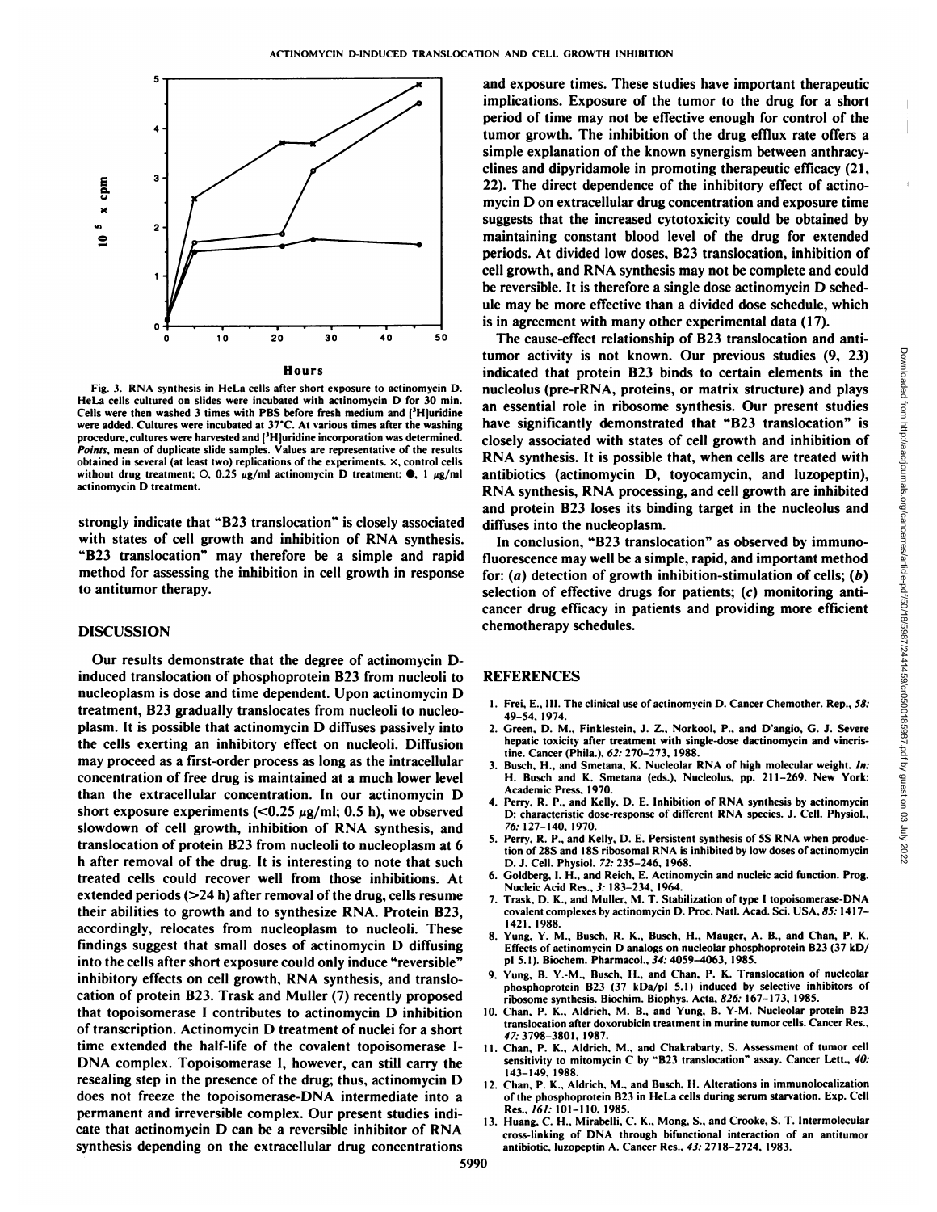Fig. 3. RNA synthesis in HeLa cells after short exposure to actinomycin D. HeLa cells cultured on slides were incubated with actinomycin D for 30 min. Cells were then washed 3 times with PBS before fresh medium and [$^3$H]uridine were added. Cultures were incubated at 37°C. At various times after the washing procedure, cultures were harvested and [$^3$H]uridine incorporation was determined. *Points*, mean of duplicate slide samples. Values are representative of the results obtained in several (at least two) replications of the experiments. ×, control cells without drug treatment; ○, 0.25 μg/ml actinomycin D treatment; ●, 1 μg/ml actinomycin D treatment.

strongly indicate that "B23 translocation" is closely associated with states of cell growth and inhibition of RNA synthesis. "B23 translocation" may therefore be a simple and rapid method for assessing the inhibition in cell growth in response to antitumor therapy.

## DISCUSSION

Our results demonstrate that the degree of actinomycin D-induced translocation of phosphoprotein B23 from nucleoli to nucleoplasm is dose and time dependent. Upon actinomycin D treatment, B23 gradually translocates from nucleoli to nucleoplasm. It is possible that actinomycin D diffuses passively into the cells exerting an inhibitory effect on nucleoli. Diffusion may proceed as a first-order process as long as the intracellular concentration of free drug is maintained at a much lower level than the extracellular concentration. In our actinomycin D short exposure experiments (<0.25 μg/ml; 0.5 h), we observed slowdown of cell growth, inhibition of RNA synthesis, and translocation of protein B23 from nucleoli to nucleoplasm at 6 h after removal of the drug. It is interesting to note that such treated cells could recover well from those inhibitions. At extended periods (>24 h) after removal of the drug, cells resume their abilities to growth and to synthesize RNA. Protein B23, accordingly, relocates from nucleoplasm to nucleoli. These findings suggest that small doses of actinomycin D diffusing into the cells after short exposure could only induce "reversible" inhibitory effects on cell growth, RNA synthesis, and translocation of protein B23. Trask and Muller (7) recently proposed that topoisomerase I contributes to actinomycin D inhibition of transcription. Actinomycin D treatment of nuclei for a short time extended the half-life of the covalent topoisomerase I-DNA complex. Topoisomerase I, however, can still carry the resealing step in the presence of the drug; thus, actinomycin D does not freeze the topoisomerase-DNA intermediate into a permanent and irreversible complex. Our present studies indicate that actinomycin D can be a reversible inhibitor of RNA synthesis depending on the extracellular drug concentrations and exposure times. These studies have important therapeutic implications. Exposure of the tumor to the drug for a short period of time may not be effective enough for control of the tumor growth. The inhibition of the drug efflux rate offers a simple explanation of the known synergism between anthracyclines and dipyridamole in promoting therapeutic efficacy (21, 22). The direct dependence of the inhibitory effect of actinomycin D on extracellular drug concentration and exposure time suggests that the increased cytotoxicity could be obtained by maintaining constant blood level of the drug for extended periods. At divided low doses, B23 translocation, inhibition of cell growth, and RNA synthesis may not be complete and could be reversible. It is therefore a single dose actinomycin D schedule may be more effective than a divided dose schedule, which is in agreement with many other experimental data (17).

The cause-effect relationship of B23 translocation and antitumor activity is not known. Our previous studies (9, 23) indicated that protein B23 binds to certain elements in the nucleolus (pre-rRNA, proteins, or matrix structure) and plays an essential role in ribosome synthesis. Our present studies have significantly demonstrated that "B23 translocation" is closely associated with states of cell growth and inhibition of RNA synthesis. It is possible that, when cells are treated with antibiotics (actinomycin D, toyocamycin, and luzopeptin), RNA synthesis, RNA processing, and cell growth are inhibited and protein B23 loses its binding target in the nucleolus and diffuses into the nucleoplasm.

In conclusion, "B23 translocation" as observed by immunofluorescence may well be a simple, rapid, and important method for: (*a*) detection of growth inhibition-stimulation of cells; (*b*) selection of effective drugs for patients; (*c*) monitoring anticancer drug efficacy in patients and providing more efficient chemotherapy schedules.

## REFERENCES

1. Frei, E., III. The clinical use of actinomycin D. Cancer Chemother. Rep., *58:* 49–54, 1974.
2. Green, D. M., Finklestein, J. Z., Norkool, P., and D'angio, G. J. Severe hepatic toxicity after treatment with single-dose dactinomycin and vincristine. Cancer (Phila.), *62:* 270–273, 1988.
3. Busch, H., and Smetana, K. Nucleolar RNA of high molecular weight. *In:* H. Busch and K. Smetana (eds.), Nucleolus, pp. 211–269. New York: Academic Press, 1970.
4. Perry, R. P., and Kelly, D. E. Inhibition of RNA synthesis by actinomycin D: characteristic dose-response of different RNA species. J. Cell. Physiol., *76:* 127–140, 1970.
5. Perry, R. P., and Kelly, D. E. Persistent synthesis of 5S RNA when production of 28S and 18S ribosomal RNA is inhibited by low doses of actinomycin D. J. Cell. Physiol. *72:* 235–246, 1968.
6. Goldberg, I. H., and Reich, E. Actinomycin and nucleic acid function. Prog. Nucleic Acid Res., *3:* 183–234, 1964.
7. Trask, D. K., and Muller, M. T. Stabilization of type I topoisomerase-DNA covalent complexes by actinomycin D. Proc. Natl. Acad. Sci. USA, *85:* 1417–1421, 1988.
8. Yung, Y. M., Busch, R. K., Busch, H., Mauger, A. B., and Chan, P. K. Effects of actinomycin D analogs on nucleolar phosphoprotein B23 (37 kD/pI 5.1). Biochem. Pharmacol., *34:* 4059–4063, 1985.
9. Yung, B. Y.-M., Busch, H., and Chan, P. K. Translocation of nucleolar phosphoprotein B23 (37 kDa/pI 5.1) induced by selective inhibitors of ribosome synthesis. Biochim. Biophys. Acta, *826:* 167–173, 1985.
10. Chan, P. K., Aldrich, M. B., and Yung, B. Y-M. Nucleolar protein B23 translocation after doxorubicin treatment in murine tumor cells. Cancer Res., *47:* 3798–3801, 1987.
11. Chan, P. K., Aldrich, M., and Chakrabarty, S. Assessment of tumor cell sensitivity to mitomycin C by "B23 translocation" assay. Cancer Lett., *40:* 143–149, 1988.
12. Chan, P. K., Aldrich, M., and Busch, H. Alterations in immunolocalization of the phosphoprotein B23 in HeLa cells during serum starvation. Exp. Cell Res., *161:* 101–110, 1985.
13. Huang, C. H., Mirabelli, C. K., Mong, S., and Crooke, S. T. Intermolecular cross-linking of DNA through bifunctional interaction of an antitumor antibiotic, luzopeptin A. Cancer Res., *43:* 2718–2724, 1983.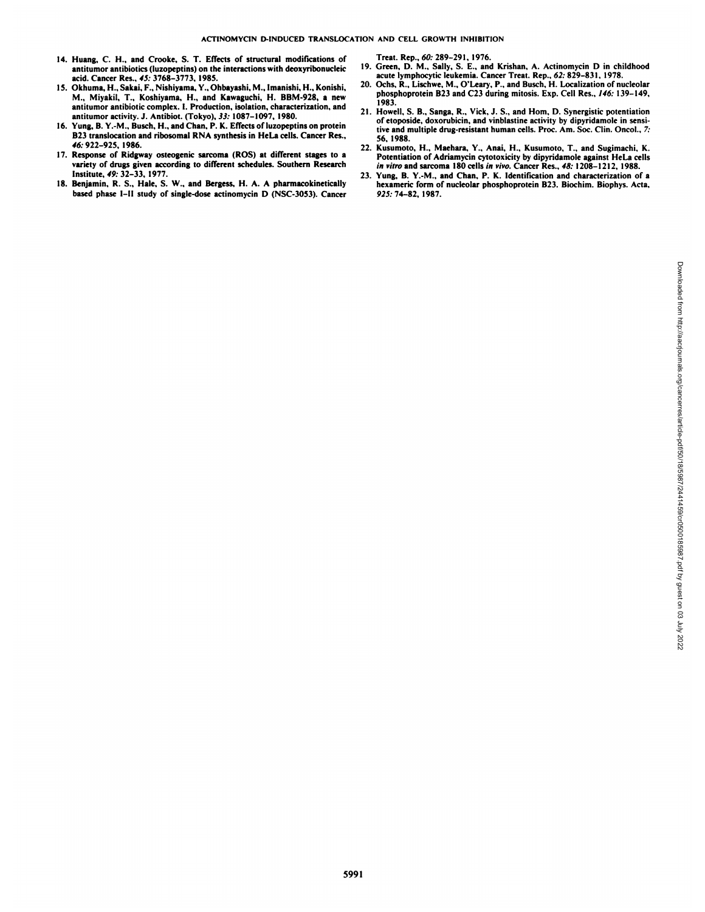14. Huang, C. H., and Crooke, S. T. Effects of structural modifications of antitumor antibiotics (luzopeptins) on the interactions with deoxyribonucleic acid. Cancer Res., *45:* 3768–3773, 1985.
15. Okhuma, H., Sakai, F., Nishiyama, Y., Ohbayashi, M., Imanishi, H., Konishi, M., Miyakil, T., Koshiyama, H., and Kawaguchi, H. BBM-928, a new antitumor antibiotic complex. I. Production, isolation, characterization, and antitumor activity. J. Antibiot. (Tokyo), *33:* 1087–1097, 1980.
16. Yung, B. Y.-M., Busch, H., and Chan, P. K. Effects of luzopeptins on protein B23 translocation and ribosomal RNA synthesis in HeLa cells. Cancer Res., *46:* 922–925, 1986.
17. Response of Ridgway osteogenic sarcoma (ROS) at different stages to a variety of drugs given according to different schedules. Southern Research Institute, *49:* 32–33, 1977.
18. Benjamin, R. S., Hale, S. W., and Bergess, H. A. A pharmacokinetically based phase I-II study of single-dose actinomycin D (NSC-3053). Cancer Treat. Rep., *60:* 289–291, 1976.
19. Green, D. M., Sally, S. E., and Krishan, A. Actinomycin D in childhood acute lymphocytic leukemia. Cancer Treat. Rep., *62:* 829–831, 1978.
20. Ochs, R., Lischwe, M., O'Leary, P., and Busch, H. Localization of nucleolar phosphoprotein B23 and C23 during mitosis. Exp. Cell Res., *146:* 139–149, 1983.
21. Howell, S. B., Sanga, R., Vick, J. S., and Hom, D. Synergistic potentiation of etoposide, doxorubicin, and vinblastine activity by dipyridamole in sensitive and multiple drug-resistant human cells. Proc. Am. Soc. Clin. Oncol., *7:* 56, 1988.
22. Kusumoto, H., Maehara, Y., Anai, H., Kusumoto, T., and Sugimachi, K. Potentiation of Adriamycin cytotoxicity by dipyridamole against HeLa cells *in vitro* and sarcoma 180 cells *in vivo*. Cancer Res., *48:* 1208–1212, 1988.
23. Yung, B. Y.-M., and Chan, P. K. Identification and characterization of a hexameric form of nucleolar phosphoprotein B23. Biochim. Biophys. Acta, *925:* 74–82, 1987.